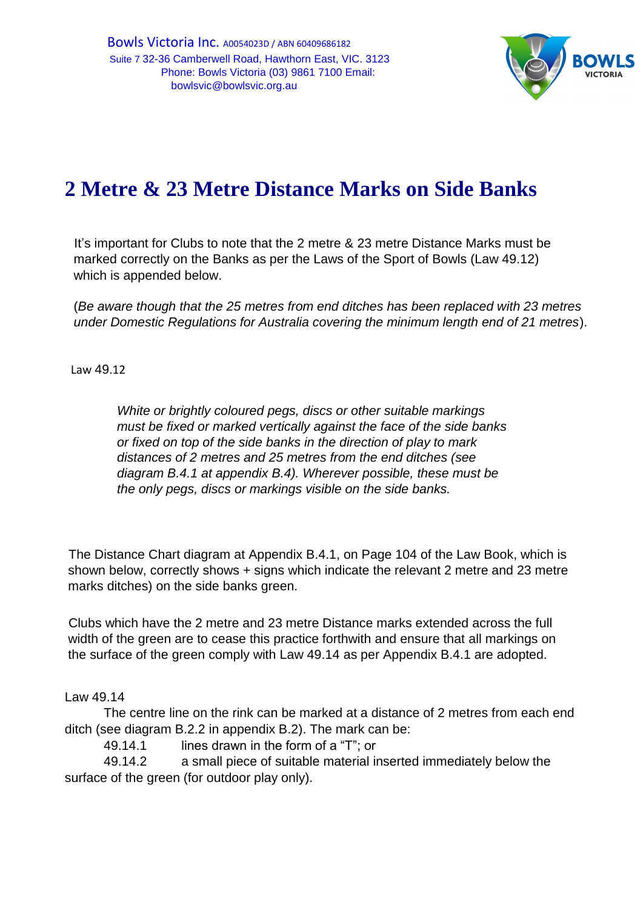Bowls Victoria Inc. A0054023D / ABN 60409686182
Suite 7 32-36 Camberwell Road, Hawthorn East, VIC. 3123
Phone: Bowls Victoria (03) 9861 7100 Email:
bowlsvic@bowlsvic.org.au

# 2 Metre & 23 Metre Distance Marks on Side Banks

It's important for Clubs to note that the 2 metre & 23 metre Distance Marks must be marked correctly on the Banks as per the Laws of the Sport of Bowls (Law 49.12) which is appended below.

(*Be aware though that the 25 metres from end ditches has been replaced with 23 metres under Domestic Regulations for Australia covering the minimum length end of 21 metres*).

Law 49.12

> *White or brightly coloured pegs, discs or other suitable markings must be fixed or marked vertically against the face of the side banks or fixed on top of the side banks in the direction of play to mark distances of 2 metres and 25 metres from the end ditches (see diagram B.4.1 at appendix B.4). Wherever possible, these must be the only pegs, discs or markings visible on the side banks.*

The Distance Chart diagram at Appendix B.4.1, on Page 104 of the Law Book, which is shown below, correctly shows + signs which indicate the relevant 2 metre and 23 metre marks ditches) on the side banks green.

Clubs which have the 2 metre and 23 metre Distance marks extended across the full width of the green are to cease this practice forthwith and ensure that all markings on the surface of the green comply with Law 49.14 as per Appendix B.4.1 are adopted.

Law 49.14

The centre line on the rink can be marked at a distance of 2 metres from each end ditch (see diagram B.2.2 in appendix B.2). The mark can be:

49.14.1 lines drawn in the form of a "T"; or

49.14.2 a small piece of suitable material inserted immediately below the surface of the green (for outdoor play only).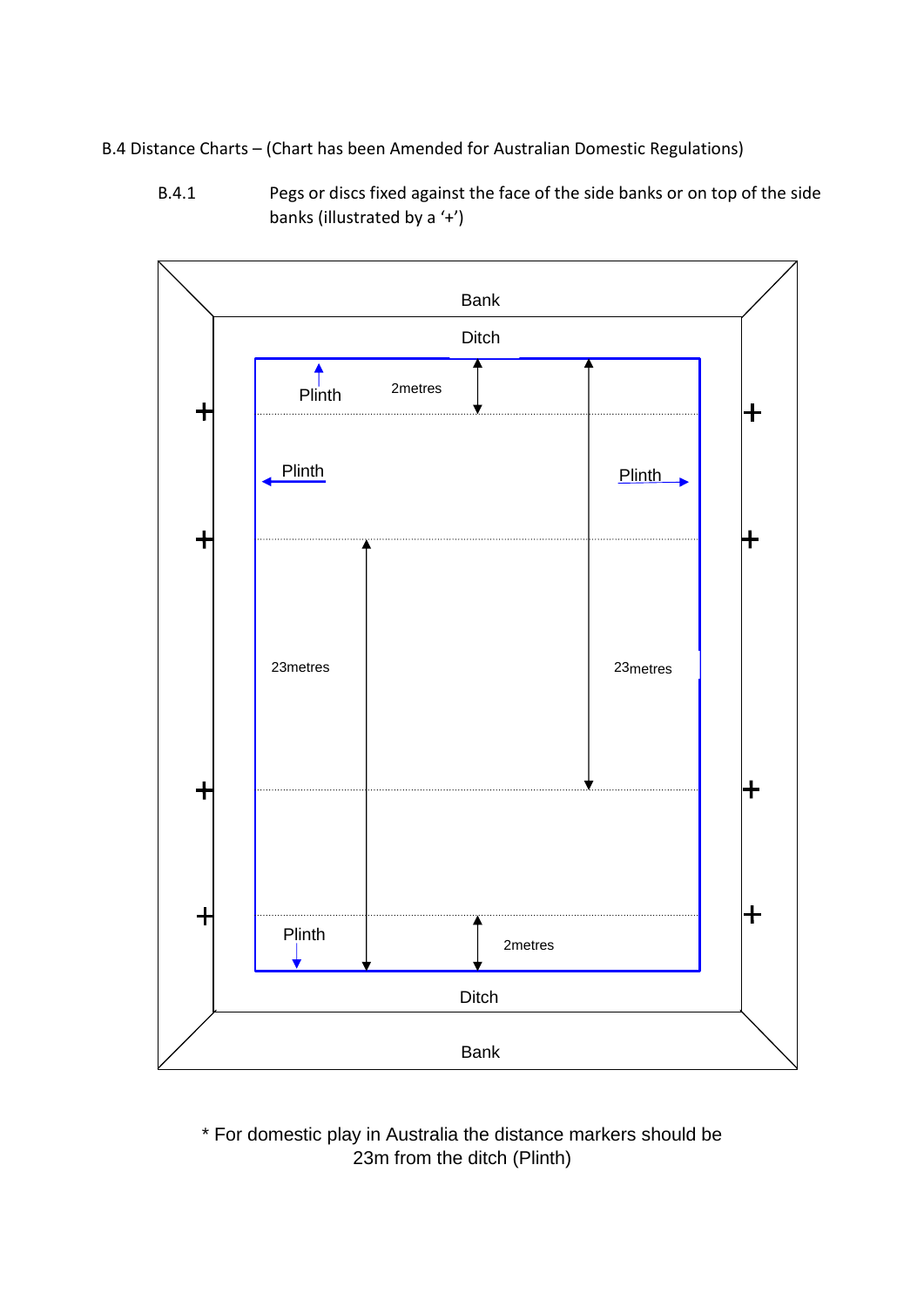B.4 Distance Charts – (Chart has been Amended for Australian Domestic Regulations)

B.4.1 Pegs or discs fixed against the face of the side banks or on top of the side banks (illustrated by a '+')

Bank

Ditch

Plinth

2metres

Plinth

Plinth

23metres

23metres

Plinth

2metres

Ditch

Bank

\* For domestic play in Australia the distance markers should be 23m from the ditch (Plinth)